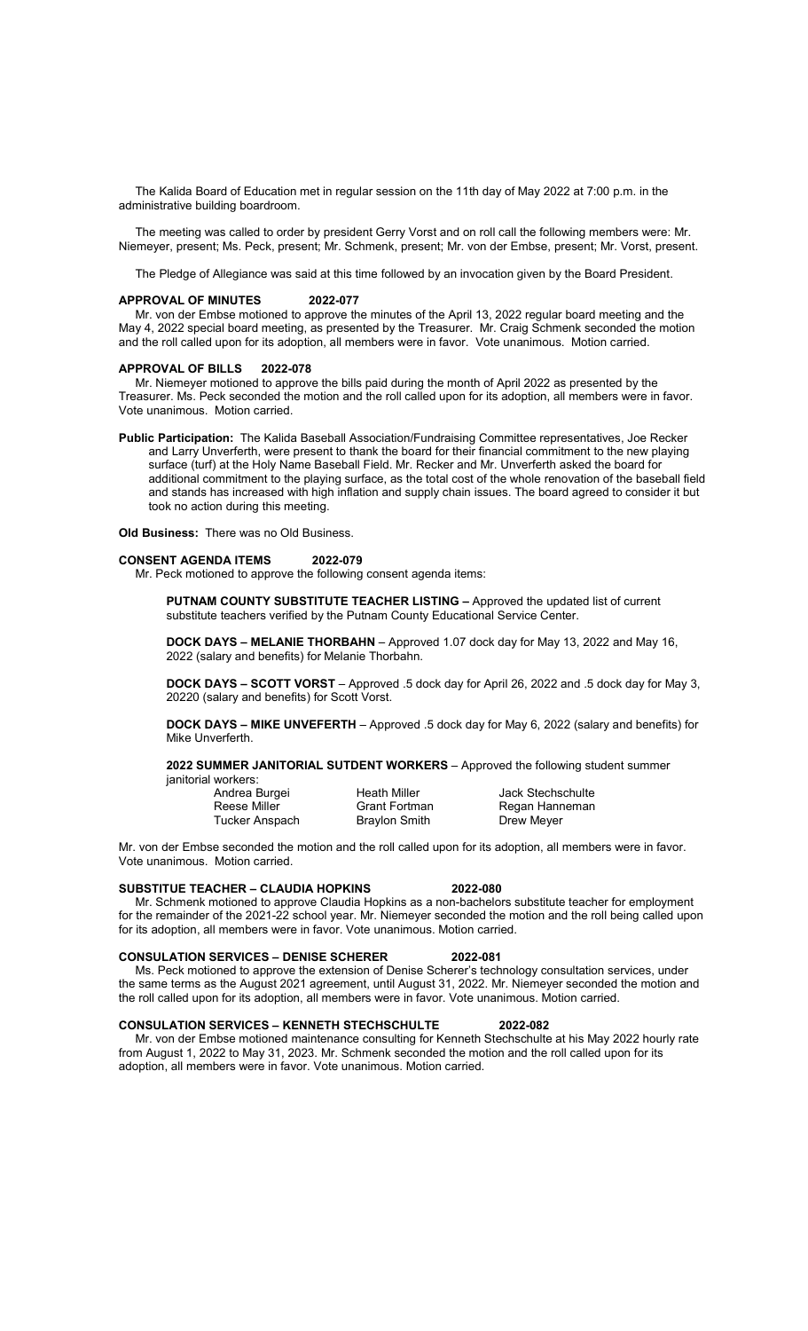The Kalida Board of Education met in regular session on the 11th day of May 2022 at 7:00 p.m. in the administrative building boardroom.

The meeting was called to order by president Gerry Vorst and on roll call the following members were: Mr. Niemeyer, present; Ms. Peck, present; Mr. Schmenk, present; Mr. von der Embse, present; Mr. Vorst, present.

The Pledge of Allegiance was said at this time followed by an invocation given by the Board President.

**APPROVAL OF MINUTES 2022-077**

Mr. von der Embse motioned to approve the minutes of the April 13, 2022 regular board meeting and the May 4, 2022 special board meeting, as presented by the Treasurer. Mr. Craig Schmenk seconded the motion and the roll called upon for its adoption, all members were in favor. Vote unanimous. Motion carried.

**APPROVAL OF BILLS 2022-078**

Mr. Niemeyer motioned to approve the bills paid during the month of April 2022 as presented by the Treasurer. Ms. Peck seconded the motion and the roll called upon for its adoption, all members were in favor. Vote unanimous. Motion carried.

**Public Participation:** The Kalida Baseball Association/Fundraising Committee representatives, Joe Recker and Larry Unverferth, were present to thank the board for their financial commitment to the new playing surface (turf) at the Holy Name Baseball Field. Mr. Recker and Mr. Unverferth asked the board for additional commitment to the playing surface, as the total cost of the whole renovation of the baseball field and stands has increased with high inflation and supply chain issues. The board agreed to consider it but took no action during this meeting.

**Old Business:** There was no Old Business.

**CONSENT AGENDA ITEMS 2022-079**

Mr. Peck motioned to approve the following consent agenda items:

**PUTNAM COUNTY SUBSTITUTE TEACHER LISTING –** Approved the updated list of current substitute teachers verified by the Putnam County Educational Service Center.

**DOCK DAYS – MELANIE THORBAHN** – Approved 1.07 dock day for May 13, 2022 and May 16, 2022 (salary and benefits) for Melanie Thorbahn.

**DOCK DAYS – SCOTT VORST** – Approved .5 dock day for April 26, 2022 and .5 dock day for May 3, 20220 (salary and benefits) for Scott Vorst.

**DOCK DAYS – MIKE UNVEFERTH** – Approved .5 dock day for May 6, 2022 (salary and benefits) for Mike Unverferth.

**2022 SUMMER JANITORIAL SUTDENT WORKERS** – Approved the following student summer janitorial workers:

| | | |
|---|---|---|
| Andrea Burgei | Heath Miller | Jack Stechschulte |
| Reese Miller | Grant Fortman | Regan Hanneman |
| Tucker Anspach | Braylon Smith | Drew Meyer |

Mr. von der Embse seconded the motion and the roll called upon for its adoption, all members were in favor. Vote unanimous. Motion carried.

**SUBSTITUE TEACHER – CLAUDIA HOPKINS 2022-080**

Mr. Schmenk motioned to approve Claudia Hopkins as a non-bachelors substitute teacher for employment for the remainder of the 2021-22 school year. Mr. Niemeyer seconded the motion and the roll being called upon for its adoption, all members were in favor. Vote unanimous. Motion carried.

**CONSULATION SERVICES – DENISE SCHERER 2022-081**

Ms. Peck motioned to approve the extension of Denise Scherer's technology consultation services, under the same terms as the August 2021 agreement, until August 31, 2022. Mr. Niemeyer seconded the motion and the roll called upon for its adoption, all members were in favor. Vote unanimous. Motion carried.

**CONSULATION SERVICES – KENNETH STECHSCHULTE 2022-082**

Mr. von der Embse motioned maintenance consulting for Kenneth Stechschulte at his May 2022 hourly rate from August 1, 2022 to May 31, 2023. Mr. Schmenk seconded the motion and the roll called upon for its adoption, all members were in favor. Vote unanimous. Motion carried.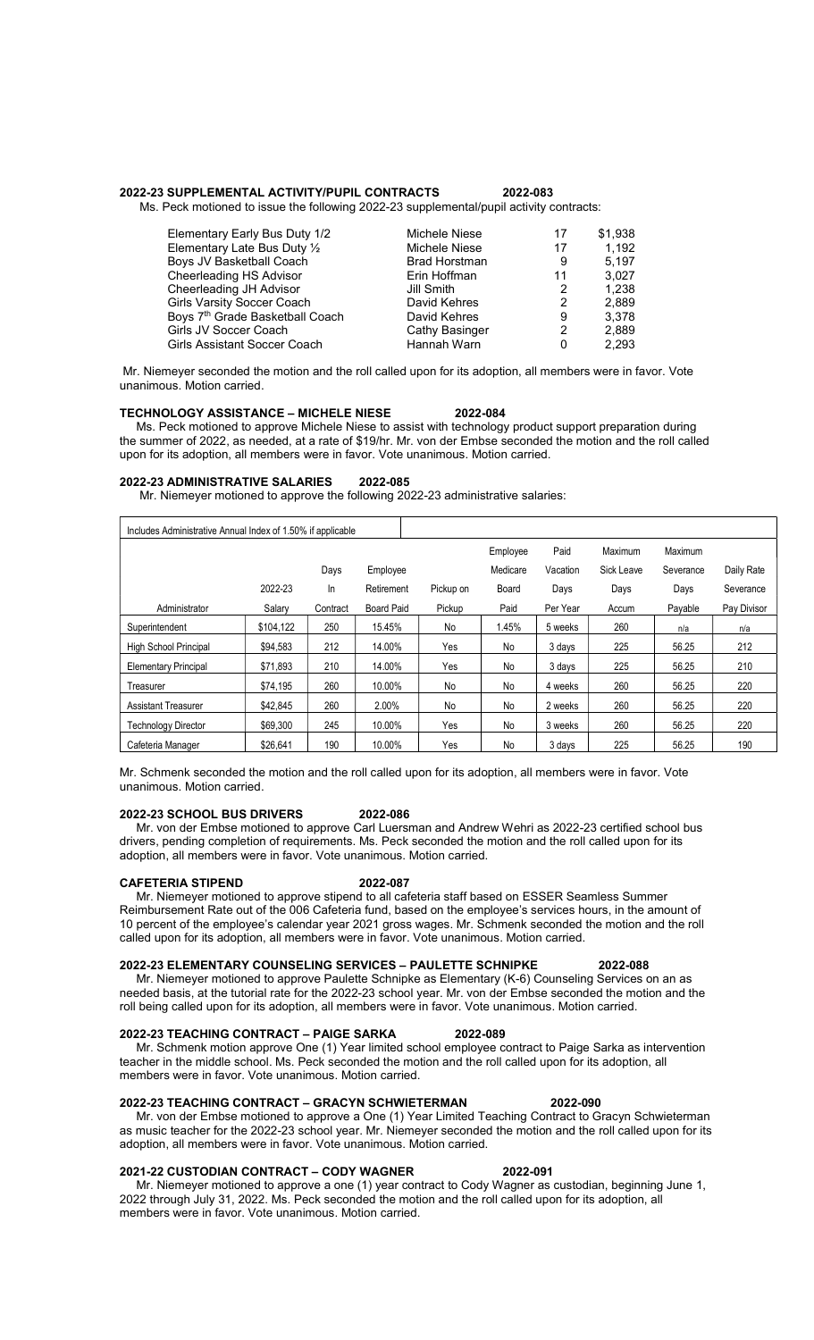**2022-23 SUPPLEMENTAL ACTIVITY/PUPIL CONTRACTS 2022-083**

Ms. Peck motioned to issue the following 2022-23 supplemental/pupil activity contracts:

| | | | |
|---|---|---|---|
| Elementary Early Bus Duty 1/2 | Michele Niese | 17 | $1,938 |
| Elementary Late Bus Duty ½ | Michele Niese | 17 | 1,192 |
| Boys JV Basketball Coach | Brad Horstman | 9 | 5,197 |
| Cheerleading HS Advisor | Erin Hoffman | 11 | 3,027 |
| Cheerleading JH Advisor | Jill Smith | 2 | 1,238 |
| Girls Varsity Soccer Coach | David Kehres | 2 | 2,889 |
| Boys 7th Grade Basketball Coach | David Kehres | 9 | 3,378 |
| Girls JV Soccer Coach | Cathy Basinger | 2 | 2,889 |
| Girls Assistant Soccer Coach | Hannah Warn | 0 | 2,293 |

Mr. Niemeyer seconded the motion and the roll called upon for its adoption, all members were in favor. Vote unanimous. Motion carried.

**TECHNOLOGY ASSISTANCE – MICHELE NIESE 2022-084**

Ms. Peck motioned to approve Michele Niese to assist with technology product support preparation during the summer of 2022, as needed, at a rate of $19/hr. Mr. von der Embse seconded the motion and the roll called upon for its adoption, all members were in favor. Vote unanimous. Motion carried.

**2022-23 ADMINISTRATIVE SALARIES 2022-085**

Mr. Niemeyer motioned to approve the following 2022-23 administrative salaries:

| Includes Administrative Annual Index of 1.50% if applicable | | | | | | | | | |
|---|---|---|---|---|---|---|---|---|---|
| Administrator | 2022-23 Salary | Days In Contract | Employee Retirement Board Paid | Pickup on Pickup | Employee Medicare Board Paid | Paid Vacation Days Per Year | Maximum Sick Leave Days Accum | Maximum Severance Days Payable | Daily Rate Severance Pay Divisor |
| Superintendent | $104,122 | 250 | 15.45% | No | 1.45% | 5 weeks | 260 | n/a | n/a |
| High School Principal | $94,583 | 212 | 14.00% | Yes | No | 3 days | 225 | 56.25 | 212 |
| Elementary Principal | $71,893 | 210 | 14.00% | Yes | No | 3 days | 225 | 56.25 | 210 |
| Treasurer | $74,195 | 260 | 10.00% | No | No | 4 weeks | 260 | 56.25 | 220 |
| Assistant Treasurer | $42,845 | 260 | 2.00% | No | No | 2 weeks | 260 | 56.25 | 220 |
| Technology Director | $69,300 | 245 | 10.00% | Yes | No | 3 weeks | 260 | 56.25 | 220 |
| Cafeteria Manager | $26,641 | 190 | 10.00% | Yes | No | 3 days | 225 | 56.25 | 190 |

Mr. Schmenk seconded the motion and the roll called upon for its adoption, all members were in favor. Vote unanimous. Motion carried.

**2022-23 SCHOOL BUS DRIVERS 2022-086**

Mr. von der Embse motioned to approve Carl Luersman and Andrew Wehri as 2022-23 certified school bus drivers, pending completion of requirements. Ms. Peck seconded the motion and the roll called upon for its adoption, all members were in favor. Vote unanimous. Motion carried.

**CAFETERIA STIPEND 2022-087**

Mr. Niemeyer motioned to approve stipend to all cafeteria staff based on ESSER Seamless Summer Reimbursement Rate out of the 006 Cafeteria fund, based on the employee's services hours, in the amount of 10 percent of the employee's calendar year 2021 gross wages. Mr. Schmenk seconded the motion and the roll called upon for its adoption, all members were in favor. Vote unanimous. Motion carried.

**2022-23 ELEMENTARY COUNSELING SERVICES – PAULETTE SCHNIPKE 2022-088**

Mr. Niemeyer motioned to approve Paulette Schnipke as Elementary (K-6) Counseling Services on an as needed basis, at the tutorial rate for the 2022-23 school year. Mr. von der Embse seconded the motion and the roll being called upon for its adoption, all members were in favor. Vote unanimous. Motion carried.

**2022-23 TEACHING CONTRACT – PAIGE SARKA 2022-089**

Mr. Schmenk motion approve One (1) Year limited school employee contract to Paige Sarka as intervention teacher in the middle school. Ms. Peck seconded the motion and the roll called upon for its adoption, all members were in favor. Vote unanimous. Motion carried.

**2022-23 TEACHING CONTRACT – GRACYN SCHWIETERMAN 2022-090**

Mr. von der Embse motioned to approve a One (1) Year Limited Teaching Contract to Gracyn Schwieterman as music teacher for the 2022-23 school year. Mr. Niemeyer seconded the motion and the roll called upon for its adoption, all members were in favor. Vote unanimous. Motion carried.

**2021-22 CUSTODIAN CONTRACT – CODY WAGNER 2022-091**

Mr. Niemeyer motioned to approve a one (1) year contract to Cody Wagner as custodian, beginning June 1, 2022 through July 31, 2022. Ms. Peck seconded the motion and the roll called upon for its adoption, all members were in favor. Vote unanimous. Motion carried.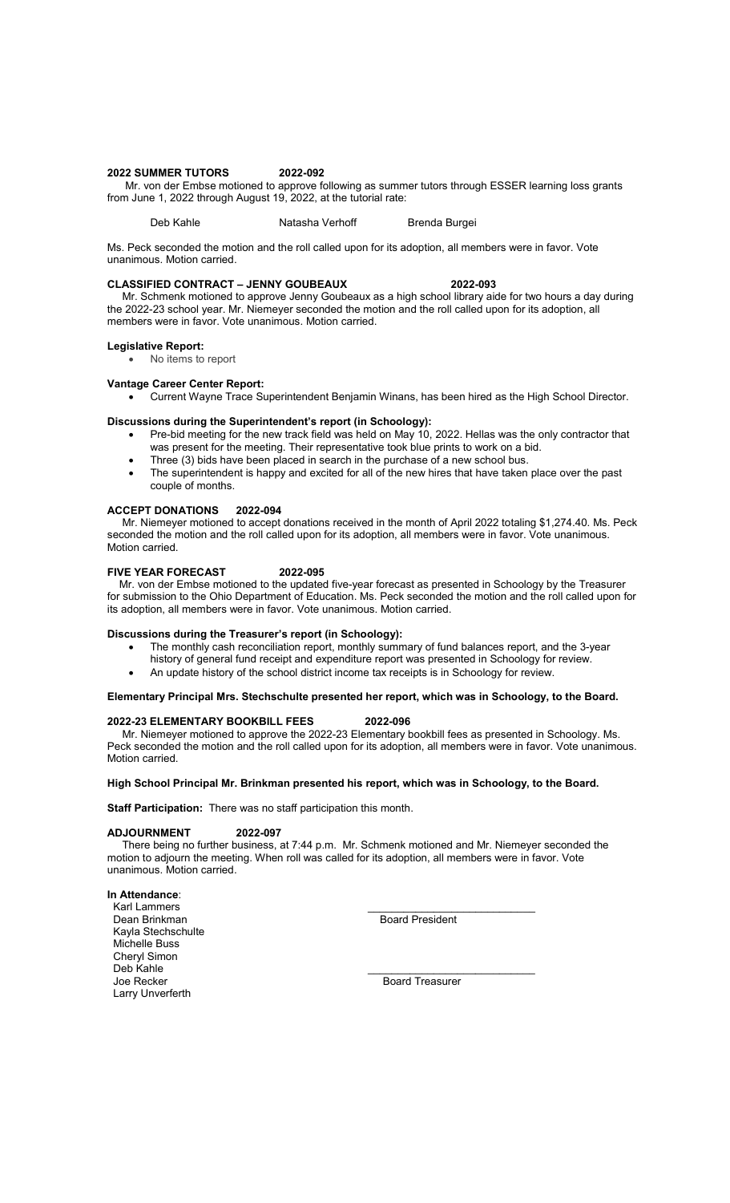**2022 SUMMER TUTORS 2022-092**

Mr. von der Embse motioned to approve following as summer tutors through ESSER learning loss grants from June 1, 2022 through August 19, 2022, at the tutorial rate:

Deb Kahle Natasha Verhoff Brenda Burgei

Ms. Peck seconded the motion and the roll called upon for its adoption, all members were in favor. Vote unanimous. Motion carried.

**CLASSIFIED CONTRACT – JENNY GOUBEAUX 2022-093**

Mr. Schmenk motioned to approve Jenny Goubeaux as a high school library aide for two hours a day during the 2022-23 school year. Mr. Niemeyer seconded the motion and the roll called upon for its adoption, all members were in favor. Vote unanimous. Motion carried.

**Legislative Report:**

- No items to report

**Vantage Career Center Report:**

- Current Wayne Trace Superintendent Benjamin Winans, has been hired as the High School Director.

**Discussions during the Superintendent's report (in Schoology):**

- Pre-bid meeting for the new track field was held on May 10, 2022. Hellas was the only contractor that was present for the meeting. Their representative took blue prints to work on a bid.
- Three (3) bids have been placed in search in the purchase of a new school bus.
- The superintendent is happy and excited for all of the new hires that have taken place over the past couple of months.

**ACCEPT DONATIONS 2022-094**

Mr. Niemeyer motioned to accept donations received in the month of April 2022 totaling $1,274.40. Ms. Peck seconded the motion and the roll called upon for its adoption, all members were in favor. Vote unanimous. Motion carried.

**FIVE YEAR FORECAST 2022-095**

Mr. von der Embse motioned to the updated five-year forecast as presented in Schoology by the Treasurer for submission to the Ohio Department of Education. Ms. Peck seconded the motion and the roll called upon for its adoption, all members were in favor. Vote unanimous. Motion carried.

**Discussions during the Treasurer's report (in Schoology):**

- The monthly cash reconciliation report, monthly summary of fund balances report, and the 3-year history of general fund receipt and expenditure report was presented in Schoology for review.
- An update history of the school district income tax receipts is in Schoology for review.

**Elementary Principal Mrs. Stechschulte presented her report, which was in Schoology, to the Board.**

**2022-23 ELEMENTARY BOOKBILL FEES 2022-096**

Mr. Niemeyer motioned to approve the 2022-23 Elementary bookbill fees as presented in Schoology. Ms. Peck seconded the motion and the roll called upon for its adoption, all members were in favor. Vote unanimous. Motion carried.

**High School Principal Mr. Brinkman presented his report, which was in Schoology, to the Board.**

**Staff Participation:** There was no staff participation this month.

**ADJOURNMENT 2022-097**

There being no further business, at 7:44 p.m. Mr. Schmenk motioned and Mr. Niemeyer seconded the motion to adjourn the meeting. When roll was called for its adoption, all members were in favor. Vote unanimous. Motion carried.

**In Attendance**:

Karl Lammers
Dean Brinkman
Kayla Stechschulte
Michelle Buss
Cheryl Simon
Deb Kahle
Joe Recker
Larry Unverferth

\_\_\_\_\_\_\_\_\_\_\_\_\_\_\_\_\_\_\_\_\_\_\_\_\_\_\_\_
Board President

\_\_\_\_\_\_\_\_\_\_\_\_\_\_\_\_\_\_\_\_\_\_\_\_\_\_\_\_
Board Treasurer